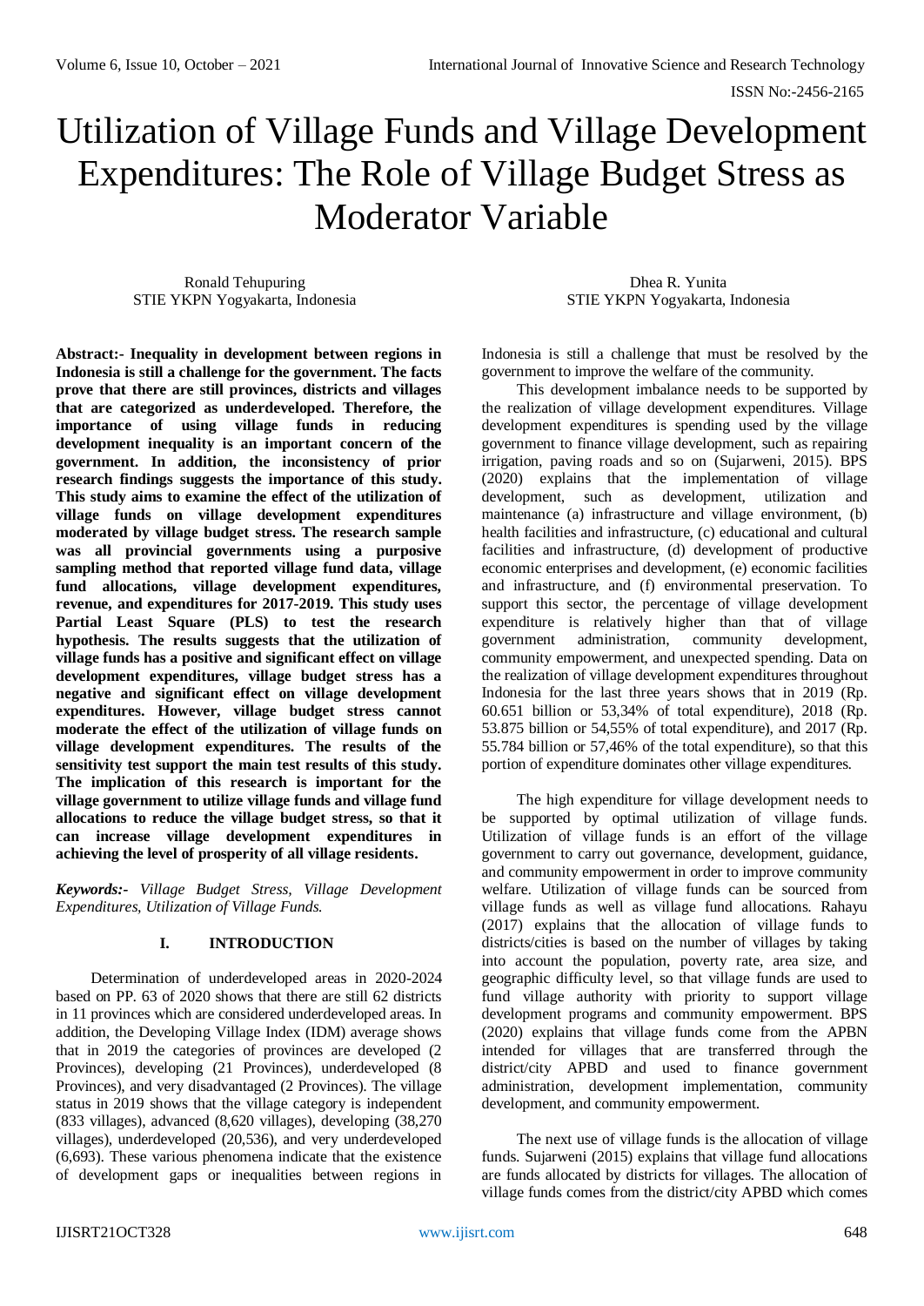# Utilization of Village Funds and Village Development Expenditures: The Role of Village Budget Stress as Moderator Variable

Ronald Tehupuring
STIE YKPN Yogyakarta, Indonesia

Dhea R. Yunita
STIE YKPN Yogyakarta, Indonesia

**Abstract:- Inequality in development between regions in Indonesia is still a challenge for the government. The facts prove that there are still provinces, districts and villages that are categorized as underdeveloped. Therefore, the importance of using village funds in reducing development inequality is an important concern of the government. In addition, the inconsistency of prior research findings suggests the importance of this study. This study aims to examine the effect of the utilization of village funds on village development expenditures moderated by village budget stress. The research sample was all provincial governments using a purposive sampling method that reported village fund data, village fund allocations, village development expenditures, revenue, and expenditures for 2017-2019. This study uses Partial Least Square (PLS) to test the research hypothesis. The results suggests that the utilization of village funds has a positive and significant effect on village development expenditures, village budget stress has a negative and significant effect on village development expenditures. However, village budget stress cannot moderate the effect of the utilization of village funds on village development expenditures. The results of the sensitivity test support the main test results of this study. The implication of this research is important for the village government to utilize village funds and village fund allocations to reduce the village budget stress, so that it can increase village development expenditures in achieving the level of prosperity of all village residents.**

***Keywords:-** Village Budget Stress, Village Development Expenditures, Utilization of Village Funds.*

## I. INTRODUCTION

Determination of underdeveloped areas in 2020-2024 based on PP. 63 of 2020 shows that there are still 62 districts in 11 provinces which are considered underdeveloped areas. In addition, the Developing Village Index (IDM) average shows that in 2019 the categories of provinces are developed (2 Provinces), developing (21 Provinces), underdeveloped (8 Provinces), and very disadvantaged (2 Provinces). The village status in 2019 shows that the village category is independent (833 villages), advanced (8,620 villages), developing (38,270 villages), underdeveloped (20,536), and very underdeveloped (6,693). These various phenomena indicate that the existence of development gaps or inequalities between regions in Indonesia is still a challenge that must be resolved by the government to improve the welfare of the community.

This development imbalance needs to be supported by the realization of village development expenditures. Village development expenditures is spending used by the village government to finance village development, such as repairing irrigation, paving roads and so on (Sujarweni, 2015). BPS (2020) explains that the implementation of village development, such as development, utilization and maintenance (a) infrastructure and village environment, (b) health facilities and infrastructure, (c) educational and cultural facilities and infrastructure, (d) development of productive economic enterprises and development, (e) economic facilities and infrastructure, and (f) environmental preservation. To support this sector, the percentage of village development expenditure is relatively higher than that of village government administration, community development, community empowerment, and unexpected spending. Data on the realization of village development expenditures throughout Indonesia for the last three years shows that in 2019 (Rp. 60.651 billion or 53,34% of total expenditure), 2018 (Rp. 53.875 billion or 54,55% of total expenditure), and 2017 (Rp. 55.784 billion or 57,46% of the total expenditure), so that this portion of expenditure dominates other village expenditures.

The high expenditure for village development needs to be supported by optimal utilization of village funds. Utilization of village funds is an effort of the village government to carry out governance, development, guidance, and community empowerment in order to improve community welfare. Utilization of village funds can be sourced from village funds as well as village fund allocations. Rahayu (2017) explains that the allocation of village funds to districts/cities is based on the number of villages by taking into account the population, poverty rate, area size, and geographic difficulty level, so that village funds are used to fund village authority with priority to support village development programs and community empowerment. BPS (2020) explains that village funds come from the APBN intended for villages that are transferred through the district/city APBD and used to finance government administration, development implementation, community development, and community empowerment.

The next use of village funds is the allocation of village funds. Sujarweni (2015) explains that village fund allocations are funds allocated by districts for villages. The allocation of village funds comes from the district/city APBD which comes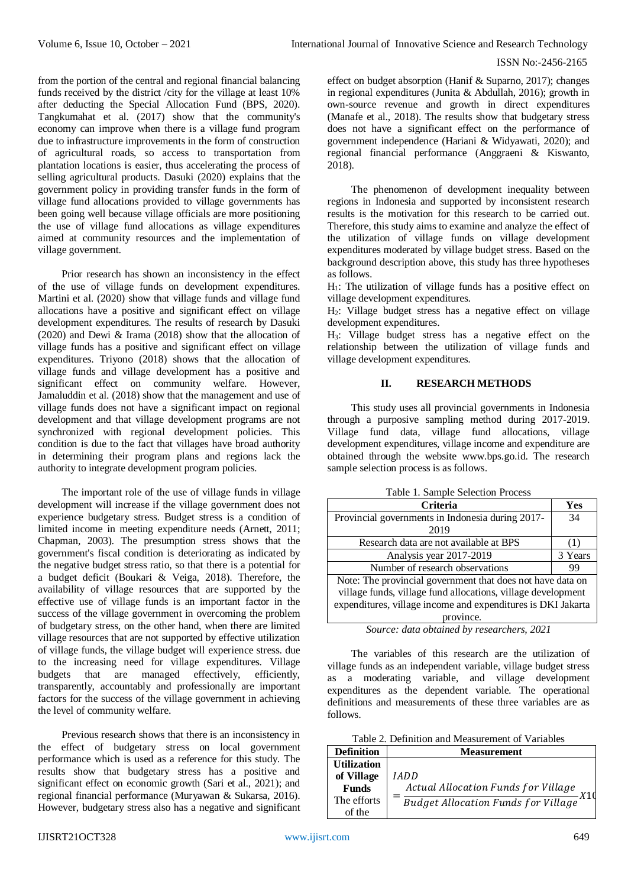from the portion of the central and regional financial balancing funds received by the district /city for the village at least 10% after deducting the Special Allocation Fund (BPS, 2020). Tangkumahat et al. (2017) show that the community's economy can improve when there is a village fund program due to infrastructure improvements in the form of construction of agricultural roads, so access to transportation from plantation locations is easier, thus accelerating the process of selling agricultural products. Dasuki (2020) explains that the government policy in providing transfer funds in the form of village fund allocations provided to village governments has been going well because village officials are more positioning the use of village fund allocations as village expenditures aimed at community resources and the implementation of village government.

Prior research has shown an inconsistency in the effect of the use of village funds on development expenditures. Martini et al. (2020) show that village funds and village fund allocations have a positive and significant effect on village development expenditures. The results of research by Dasuki (2020) and Dewi & Irama (2018) show that the allocation of village funds has a positive and significant effect on village expenditures. Triyono (2018) shows that the allocation of village funds and village development has a positive and significant effect on community welfare. However, Jamaluddin et al. (2018) show that the management and use of village funds does not have a significant impact on regional development and that village development programs are not synchronized with regional development policies. This condition is due to the fact that villages have broad authority in determining their program plans and regions lack the authority to integrate development program policies.

The important role of the use of village funds in village development will increase if the village government does not experience budgetary stress. Budget stress is a condition of limited income in meeting expenditure needs (Arnett, 2011; Chapman, 2003). The presumption stress shows that the government's fiscal condition is deteriorating as indicated by the negative budget stress ratio, so that there is a potential for a budget deficit (Boukari & Veiga, 2018). Therefore, the availability of village resources that are supported by the effective use of village funds is an important factor in the success of the village government in overcoming the problem of budgetary stress, on the other hand, when there are limited village resources that are not supported by effective utilization of village funds, the village budget will experience stress. due to the increasing need for village expenditures. Village budgets that are managed effectively, efficiently, transparently, accountably and professionally are important factors for the success of the village government in achieving the level of community welfare.

Previous research shows that there is an inconsistency in the effect of budgetary stress on local government performance which is used as a reference for this study. The results show that budgetary stress has a positive and significant effect on economic growth (Sari et al., 2021); and regional financial performance (Muryawan & Sukarsa, 2016). However, budgetary stress also has a negative and significant effect on budget absorption (Hanif & Suparno, 2017); changes in regional expenditures (Junita & Abdullah, 2016); growth in own-source revenue and growth in direct expenditures (Manafe et al., 2018). The results show that budgetary stress does not have a significant effect on the performance of government independence (Hariani & Widyawati, 2020); and regional financial performance (Anggraeni & Kiswanto, 2018).

The phenomenon of development inequality between regions in Indonesia and supported by inconsistent research results is the motivation for this research to be carried out. Therefore, this study aims to examine and analyze the effect of the utilization of village funds on village development expenditures moderated by village budget stress. Based on the background description above, this study has three hypotheses as follows.

$H_1$: The utilization of village funds has a positive effect on village development expenditures.

$H_2$: Village budget stress has a negative effect on village development expenditures.

$H_3$: Village budget stress has a negative effect on the relationship between the utilization of village funds and village development expenditures.

## II. RESEARCH METHODS

This study uses all provincial governments in Indonesia through a purposive sampling method during 2017-2019. Village fund data, village fund allocations, village development expenditures, village income and expenditure are obtained through the website www.bps.go.id. The research sample selection process is as follows.

Table 1. Sample Selection Process

| Criteria | Yes |
|---|---|
| Provincial governments in Indonesia during 2017-2019 | 34 |
| Research data are not available at BPS | (1) |
| Analysis year 2017-2019 | 3 Years |
| Number of research observations | 99 |
| Note: The provincial government that does not have data on village funds, village fund allocations, village development expenditures, village income and expenditures is DKI Jakarta province. | |

*Source: data obtained by researchers, 2021*

The variables of this research are the utilization of village funds as an independent variable, village budget stress as a moderating variable, and village development expenditures as the dependent variable. The operational definitions and measurements of these three variables are as follows.

Table 2. Definition and Measurement of Variables

| Definition | Measurement |
|---|---|
| **Utilization of Village Funds** The efforts of the | $IADD = \frac{Actual\ Allocation\ Funds\ for\ Village}{Budget\ Allocation\ Funds\ for\ Village} X10$ |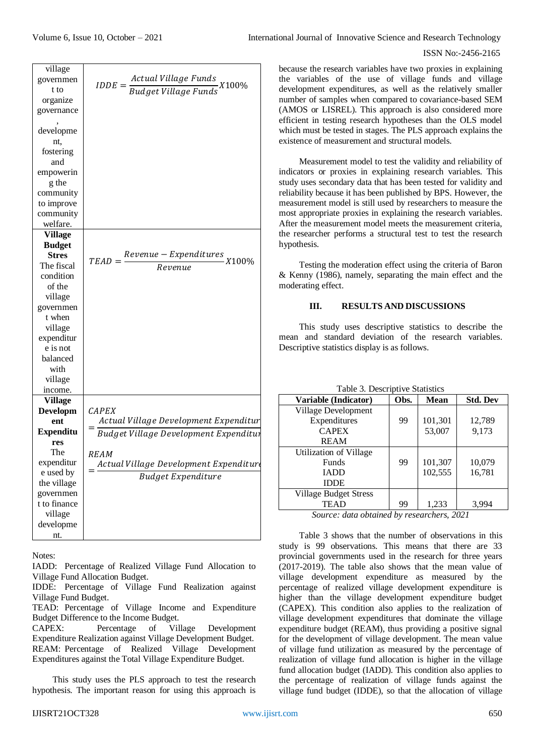| | |
|---|---|
| village government to organize governance, development, fostering and empowering the community to improve community welfare. | $IDDE = \frac{Actual\ Village\ Funds}{Budget\ Village\ Funds} X100\%$ |
| **Village Budget Stres** The fiscal condition of the village government when village expenditure is not balanced with village income. | $TEAD = \frac{Revenue - Expenditures}{Revenue} X100\%$ |
| **Village Development Expenditures** The expenditure used by the village government to finance village development. | $CAPEX = \frac{Actual\ Village\ Development\ Expenditur}{Budget\ Village\ Development\ Expenditur}$ <br> $REAM = \frac{Actual\ Village\ Development\ Expenditure}{Budget\ Expenditure}$ |

Notes:
IADD: Percentage of Realized Village Fund Allocation to Village Fund Allocation Budget.
IDDE: Percentage of Village Fund Realization against Village Fund Budget.
TEAD: Percentage of Village Income and Expenditure Budget Difference to the Income Budget.
CAPEX: Percentage of Village Development Expenditure Realization against Village Development Budget.
REAM: Percentage of Realized Village Development Expenditures against the Total Village Expenditure Budget.

This study uses the PLS approach to test the research hypothesis. The important reason for using this approach is because the research variables have two proxies in explaining the variables of the use of village funds and village development expenditures, as well as the relatively smaller number of samples when compared to covariance-based SEM (AMOS or LISREL). This approach is also considered more efficient in testing research hypotheses than the OLS model which must be tested in stages. The PLS approach explains the existence of measurement and structural models.

Measurement model to test the validity and reliability of indicators or proxies in explaining research variables. This study uses secondary data that has been tested for validity and reliability because it has been published by BPS. However, the measurement model is still used by researchers to measure the most appropriate proxies in explaining the research variables. After the measurement model meets the measurement criteria, the researcher performs a structural test to test the research hypothesis.

Testing the moderation effect using the criteria of Baron & Kenny (1986), namely, separating the main effect and the moderating effect.

## III. RESULTS AND DISCUSSIONS

This study uses descriptive statistics to describe the mean and standard deviation of the research variables. Descriptive statistics display is as follows.

Table 3. Descriptive Statistics

| Variable (Indicator) | Obs. | Mean | Std. Dev |
|---|---|---|---|
| Village Development Expenditures | | | |
| CAPEX | 99 | 101,301 | 12,789 |
| REAM | | 53,007 | 9,173 |
| Utilization of Village Funds | | | |
| IADD | 99 | 101,307 | 10,079 |
| IDDE | | 102,555 | 16,781 |
| Village Budget Stress | | | |
| TEAD | 99 | 1,233 | 3,994 |

*Source: data obtained by researchers, 2021*

Table 3 shows that the number of observations in this study is 99 observations. This means that there are 33 provincial governments used in the research for three years (2017-2019). The table also shows that the mean value of village development expenditure as measured by the percentage of realized village development expenditure is higher than the village development expenditure budget (CAPEX). This condition also applies to the realization of village development expenditures that dominate the village expenditure budget (REAM), thus providing a positive signal for the development of village development. The mean value of village fund utilization as measured by the percentage of realization of village fund allocation is higher in the village fund allocation budget (IADD). This condition also applies to the percentage of realization of village funds against the village fund budget (IDDE), so that the allocation of village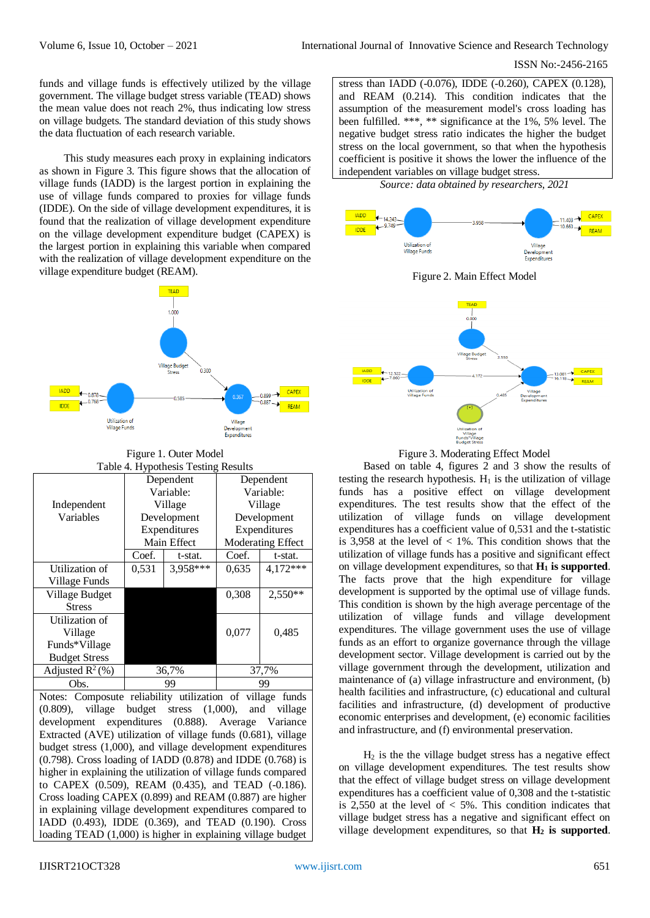funds and village funds is effectively utilized by the village government. The village budget stress variable (TEAD) shows the mean value does not reach 2%, thus indicating low stress on village budgets. The standard deviation of this study shows the data fluctuation of each research variable.

This study measures each proxy in explaining indicators as shown in Figure 3. This figure shows that the allocation of village funds (IADD) is the largest portion in explaining the use of village funds compared to proxies for village funds (IDDE). On the side of village development expenditures, it is found that the realization of village development expenditure on the village development expenditure budget (CAPEX) is the largest portion in explaining this variable when compared with the realization of village development expenditure on the village expenditure budget (REAM).

Figure 1. Outer Model

Table 4. Hypothesis Testing Results

| Independent Variables | Dependent Variable: Village Development Expenditures Main Effect | | Dependent Variable: Village Development Expenditures Moderating Effect | |
|---|---|---|---|---|
| | Coef. | t-stat. | Coef. | t-stat. |
| Utilization of Village Funds | 0,531 | 3,958*** | 0,635 | 4,172*** |
| Village Budget Stress | | | 0,308 | 2,550** |
| Utilization of Village Funds*Village Budget Stress | | | 0,077 | 0,485 |
| Adjusted $R^2$ (%) | 36,7% | | 37,7% | |
| Obs. | 99 | | 99 | |

Notes: Composute reliability utilization of village funds (0.809), village budget stress (1,000), and village development expenditures (0.888). Average Variance Extracted (AVE) utilization of village funds (0.681), village budget stress (1,000), and village development expenditures (0.798). Cross loading of IADD (0.878) and IDDE (0.768) is higher in explaining the utilization of village funds compared to CAPEX (0.509), REAM (0.435), and TEAD (-0.186). Cross loading CAPEX (0.899) and REAM (0.887) are higher in explaining village development expenditures compared to IADD (0.493), IDDE (0.369), and TEAD (0.190). Cross loading TEAD (1,000) is higher in explaining village budget stress than IADD (-0.076), IDDE (-0.260), CAPEX (0.128), and REAM (0.214). This condition indicates that the assumption of the measurement model's cross loading has been fulfilled. ***, ** significance at the 1%, 5% level. The negative budget stress ratio indicates the higher the budget stress on the local government, so that when the hypothesis coefficient is positive it shows the lower the influence of the independent variables on village budget stress.

*Source: data obtained by researchers, 2021*

Figure 2. Main Effect Model

Figure 3. Moderating Effect Model

Based on table 4, figures 2 and 3 show the results of testing the research hypothesis. $H_1$ is the utilization of village funds has a positive effect on village development expenditures. The test results show that the effect of the utilization of village funds on village development expenditures has a coefficient value of 0,531 and the t-statistic is 3,958 at the level of < 1%. This condition shows that the utilization of village funds has a positive and significant effect on village development expenditures, so that **$H_1$ is supported**. The facts prove that the high expenditure for village development is supported by the optimal use of village funds. This condition is shown by the high average percentage of the utilization of village funds and village development expenditures. The village government uses the use of village funds as an effort to organize governance through the village development sector. Village development is carried out by the village government through the development, utilization and maintenance of (a) village infrastructure and environment, (b) health facilities and infrastructure, (c) educational and cultural facilities and infrastructure, (d) development of productive economic enterprises and development, (e) economic facilities and infrastructure, and (f) environmental preservation.

$H_2$ is the the village budget stress has a negative effect on village development expenditures. The test results show that the effect of village budget stress on village development expenditures has a coefficient value of 0,308 and the t-statistic is 2,550 at the level of < 5%. This condition indicates that village budget stress has a negative and significant effect on village development expenditures, so that **$H_2$ is supported**.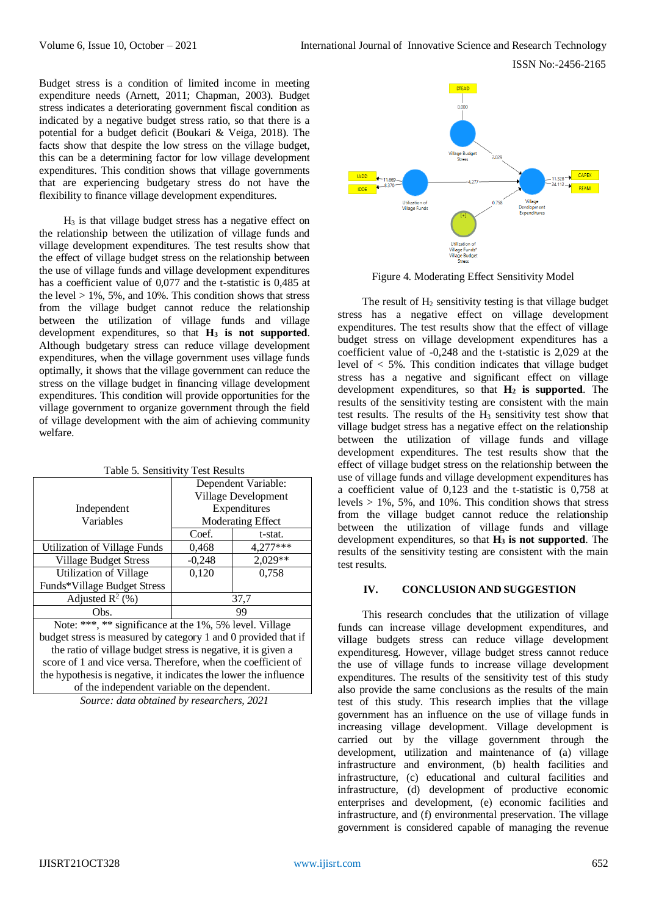Budget stress is a condition of limited income in meeting expenditure needs (Arnett, 2011; Chapman, 2003). Budget stress indicates a deteriorating government fiscal condition as indicated by a negative budget stress ratio, so that there is a potential for a budget deficit (Boukari & Veiga, 2018). The facts show that despite the low stress on the village budget, this can be a determining factor for low village development expenditures. This condition shows that village governments that are experiencing budgetary stress do not have the flexibility to finance village development expenditures.

$H_3$ is that village budget stress has a negative effect on the relationship between the utilization of village funds and village development expenditures. The test results show that the effect of village budget stress on the relationship between the use of village funds and village development expenditures has a coefficient value of 0,077 and the t-statistic is 0,485 at the level > 1%, 5%, and 10%. This condition shows that stress from the village budget cannot reduce the relationship between the utilization of village funds and village development expenditures, so that **$H_3$ is not supported**. Although budgetary stress can reduce village development expenditures, when the village government uses village funds optimally, it shows that the village government can reduce the stress on the village budget in financing village development expenditures. This condition will provide opportunities for the village government to organize government through the field of village development with the aim of achieving community welfare.

Table 5. Sensitivity Test Results

| Independent Variables | Dependent Variable: Village Development Expenditures Moderating Effect | |
|---|---|---|
| | Coef. | t-stat. |
| Utilization of Village Funds | 0,468 | 4,277*** |
| Village Budget Stress | -0,248 | 2,029** |
| Utilization of Village Funds*Village Budget Stress | 0,120 | 0,758 |
| Adjusted $R^2$ (%) | 37,7 | |
| Obs. | 99 | |
| Note: ***, ** significance at the 1%, 5% level. Village budget stress is measured by category 1 and 0 provided that if the ratio of village budget stress is negative, it is given a score of 1 and vice versa. Therefore, when the coefficient of the hypothesis is negative, it indicates the lower the influence of the independent variable on the dependent. | | |

*Source: data obtained by researchers, 2021*

Figure 4. Moderating Effect Sensitivity Model

The result of $H_2$ sensitivity testing is that village budget stress has a negative effect on village development expenditures. The test results show that the effect of village budget stress on village development expenditures has a coefficient value of -0,248 and the t-statistic is 2,029 at the level of < 5%. This condition indicates that village budget stress has a negative and significant effect on village development expenditures, so that **$H_2$ is supported**. The results of the sensitivity testing are consistent with the main test results. The results of the $H_3$ sensitivity test show that village budget stress has a negative effect on the relationship between the utilization of village funds and village development expenditures. The test results show that the effect of village budget stress on the relationship between the use of village funds and village development expenditures has a coefficient value of 0,123 and the t-statistic is 0,758 at levels > 1%, 5%, and 10%. This condition shows that stress from the village budget cannot reduce the relationship between the utilization of village funds and village development expenditures, so that **$H_3$ is not supported**. The results of the sensitivity testing are consistent with the main test results.

## IV. CONCLUSION AND SUGGESTION

This research concludes that the utilization of village funds can increase village development expenditures, and village budgets stress can reduce village development expendituresg. However, village budget stress cannot reduce the use of village funds to increase village development expenditures. The results of the sensitivity test of this study also provide the same conclusions as the results of the main test of this study. This research implies that the village government has an influence on the use of village funds in increasing village development. Village development is carried out by the village government through the development, utilization and maintenance of (a) village infrastructure and environment, (b) health facilities and infrastructure, (c) educational and cultural facilities and infrastructure, (d) development of productive economic enterprises and development, (e) economic facilities and infrastructure, and (f) environmental preservation. The village government is considered capable of managing the revenue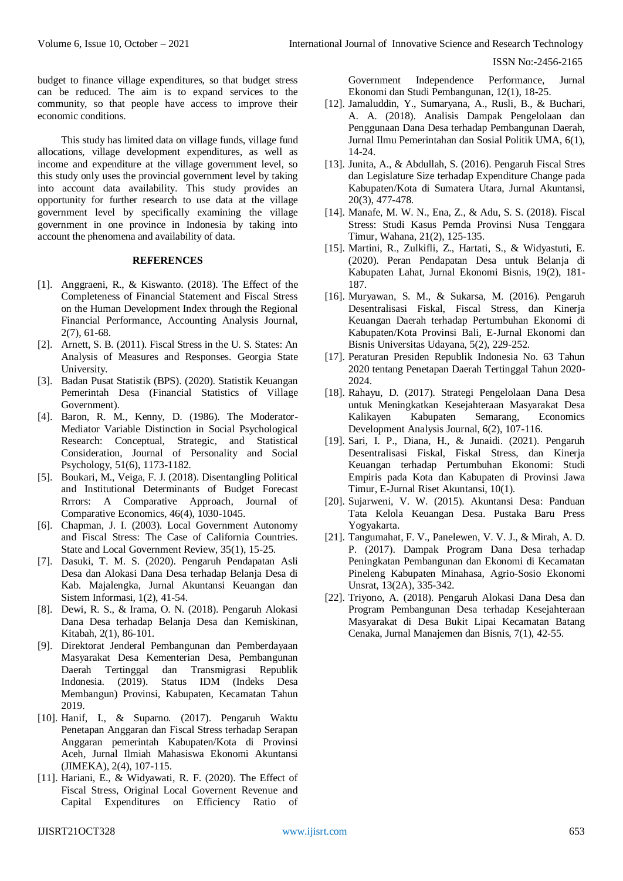budget to finance village expenditures, so that budget stress can be reduced. The aim is to expand services to the community, so that people have access to improve their economic conditions.

This study has limited data on village funds, village fund allocations, village development expenditures, as well as income and expenditure at the village government level, so this study only uses the provincial government level by taking into account data availability. This study provides an opportunity for further research to use data at the village government level by specifically examining the village government in one province in Indonesia by taking into account the phenomena and availability of data.

## REFERENCES

[1]. Anggraeni, R., & Kiswanto. (2018). The Effect of the Completeness of Financial Statement and Fiscal Stress on the Human Development Index through the Regional Financial Performance, Accounting Analysis Journal, 2(7), 61-68.

[2]. Arnett, S. B. (2011). Fiscal Stress in the U. S. States: An Analysis of Measures and Responses. Georgia State University.

[3]. Badan Pusat Statistik (BPS). (2020). Statistik Keuangan Pemerintah Desa (Financial Statistics of Village Government).

[4]. Baron, R. M., Kenny, D. (1986). The Moderator-Mediator Variable Distinction in Social Psychological Research: Conceptual, Strategic, and Statistical Consideration, Journal of Personality and Social Psychology, 51(6), 1173-1182.

[5]. Boukari, M., Veiga, F. J. (2018). Disentangling Political and Institutional Determinants of Budget Forecast Rrrors: A Comparative Approach, Journal of Comparative Economics, 46(4), 1030-1045.

[6]. Chapman, J. I. (2003). Local Government Autonomy and Fiscal Stress: The Case of California Countries. State and Local Government Review, 35(1), 15-25.

[7]. Dasuki, T. M. S. (2020). Pengaruh Pendapatan Asli Desa dan Alokasi Dana Desa terhadap Belanja Desa di Kab. Majalengka, Jurnal Akuntansi Keuangan dan Sistem Informasi, 1(2), 41-54.

[8]. Dewi, R. S., & Irama, O. N. (2018). Pengaruh Alokasi Dana Desa terhadap Belanja Desa dan Kemiskinan, Kitabah, 2(1), 86-101.

[9]. Direktorat Jenderal Pembangunan dan Pemberdayaan Masyarakat Desa Kementerian Desa, Pembangunan Daerah Tertinggal dan Transmigrasi Republik Indonesia. (2019). Status IDM (Indeks Desa Membangun) Provinsi, Kabupaten, Kecamatan Tahun 2019.

[10]. Hanif, I., & Suparno. (2017). Pengaruh Waktu Penetapan Anggaran dan Fiscal Stress terhadap Serapan Anggaran pemerintah Kabupaten/Kota di Provinsi Aceh, Jurnal Ilmiah Mahasiswa Ekonomi Akuntansi (JIMEKA), 2(4), 107-115.

[11]. Hariani, E., & Widyawati, R. F. (2020). The Effect of Fiscal Stress, Original Local Governent Revenue and Capital Expenditures on Efficiency Ratio of Government Independence Performance, Jurnal Ekonomi dan Studi Pembangunan, 12(1), 18-25.

[12]. Jamaluddin, Y., Sumaryana, A., Rusli, B., & Buchari, A. A. (2018). Analisis Dampak Pengelolaan dan Penggunaan Dana Desa terhadap Pembangunan Daerah, Jurnal Ilmu Pemerintahan dan Sosial Politik UMA, 6(1), 14-24.

[13]. Junita, A., & Abdullah, S. (2016). Pengaruh Fiscal Stres dan Legislature Size terhadap Expenditure Change pada Kabupaten/Kota di Sumatera Utara, Jurnal Akuntansi, 20(3), 477-478.

[14]. Manafe, M. W. N., Ena, Z., & Adu, S. S. (2018). Fiscal Stress: Studi Kasus Pemda Provinsi Nusa Tenggara Timur, Wahana, 21(2), 125-135.

[15]. Martini, R., Zulkifli, Z., Hartati, S., & Widyastuti, E. (2020). Peran Pendapatan Desa untuk Belanja di Kabupaten Lahat, Jurnal Ekonomi Bisnis, 19(2), 181-187.

[16]. Muryawan, S. M., & Sukarsa, M. (2016). Pengaruh Desentralisasi Fiskal, Fiscal Stress, dan Kinerja Keuangan Daerah terhadap Pertumbuhan Ekonomi di Kabupaten/Kota Provinsi Bali, E-Jurnal Ekonomi dan Bisnis Universitas Udayana, 5(2), 229-252.

[17]. Peraturan Presiden Republik Indonesia No. 63 Tahun 2020 tentang Penetapan Daerah Tertinggal Tahun 2020-2024.

[18]. Rahayu, D. (2017). Strategi Pengelolaan Dana Desa untuk Meningkatkan Kesejahteraan Masyarakat Desa Kalikayen Kabupaten Semarang, Economics Development Analysis Journal, 6(2), 107-116.

[19]. Sari, I. P., Diana, H., & Junaidi. (2021). Pengaruh Desentralisasi Fiskal, Fiskal Stress, dan Kinerja Keuangan terhadap Pertumbuhan Ekonomi: Studi Empiris pada Kota dan Kabupaten di Provinsi Jawa Timur, E-Jurnal Riset Akuntansi, 10(1).

[20]. Sujarweni, V. W. (2015). Akuntansi Desa: Panduan Tata Kelola Keuangan Desa. Pustaka Baru Press Yogyakarta.

[21]. Tangumahat, F. V., Panelewen, V. V. J., & Mirah, A. D. P. (2017). Dampak Program Dana Desa terhadap Peningkatan Pembangunan dan Ekonomi di Kecamatan Pineleng Kabupaten Minahasa, Agrio-Sosio Ekonomi Unsrat, 13(2A), 335-342.

[22]. Triyono, A. (2018). Pengaruh Alokasi Dana Desa dan Program Pembangunan Desa terhadap Kesejahteraan Masyarakat di Desa Bukit Lipai Kecamatan Batang Cenaka, Jurnal Manajemen dan Bisnis, 7(1), 42-55.